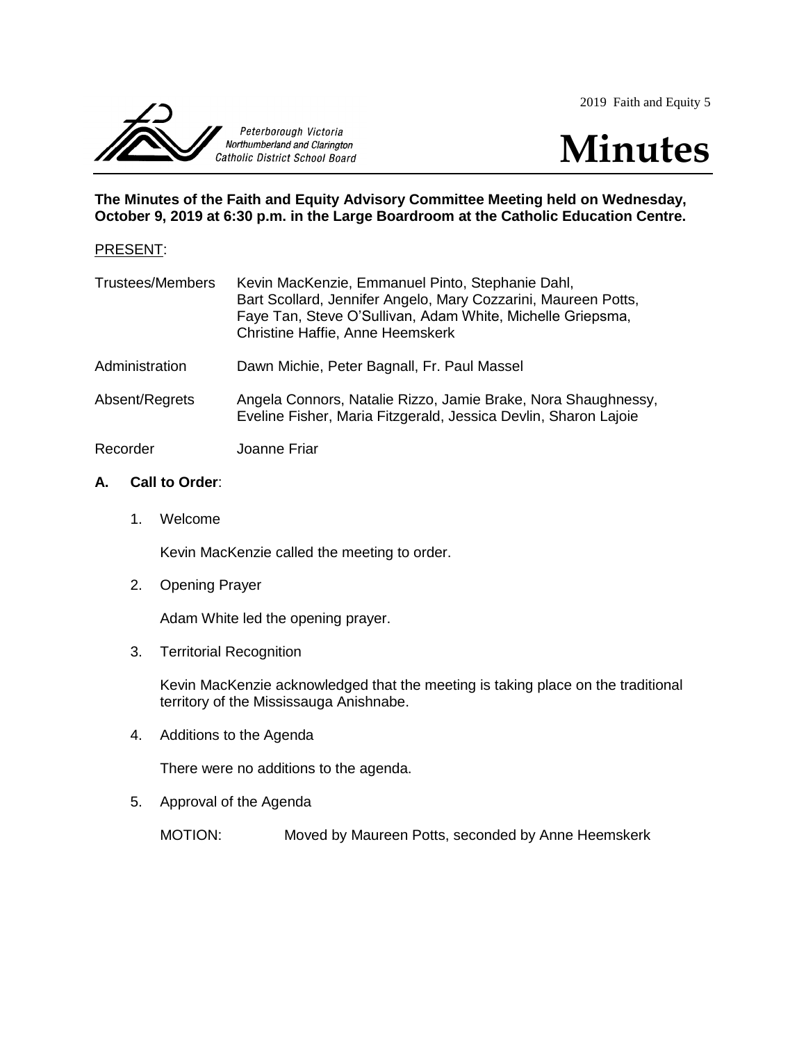Peterborough Victoria Northumberland and Clarington Catholic District School Board

# Minutes

**The Minutes of the Faith and Equity Advisory Committee Meeting held on Wednesday, October 9, 2019 at 6:30 p.m. in the Large Boardroom at the Catholic Education Centre.**

PRESENT:

| | |
|---|---|
| Trustees/Members | Kevin MacKenzie, Emmanuel Pinto, Stephanie Dahl, Bart Scollard, Jennifer Angelo, Mary Cozzarini, Maureen Potts, Faye Tan, Steve O'Sullivan, Adam White, Michelle Griepsma, Christine Haffie, Anne Heemskerk |
| Administration | Dawn Michie, Peter Bagnall, Fr. Paul Massel |
| Absent/Regrets | Angela Connors, Natalie Rizzo, Jamie Brake, Nora Shaughnessy, Eveline Fisher, Maria Fitzgerald, Jessica Devlin, Sharon Lajoie |
| Recorder | Joanne Friar |

**A. Call to Order**:

1. Welcome

   Kevin MacKenzie called the meeting to order.

2. Opening Prayer

   Adam White led the opening prayer.

3. Territorial Recognition

   Kevin MacKenzie acknowledged that the meeting is taking place on the traditional territory of the Mississauga Anishnabe.

4. Additions to the Agenda

   There were no additions to the agenda.

5. Approval of the Agenda

   MOTION: Moved by Maureen Potts, seconded by Anne Heemskerk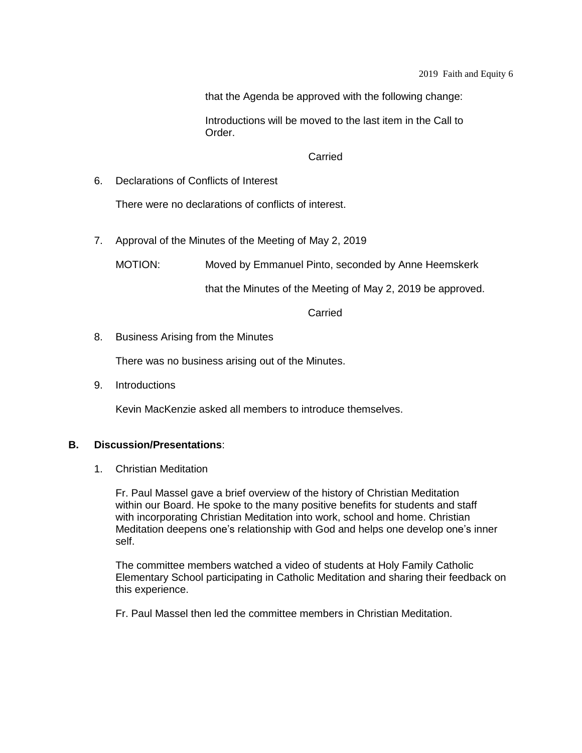that the Agenda be approved with the following change:

Introductions will be moved to the last item in the Call to Order.

Carried

6. Declarations of Conflicts of Interest

   There were no declarations of conflicts of interest.

7. Approval of the Minutes of the Meeting of May 2, 2019

   MOTION: Moved by Emmanuel Pinto, seconded by Anne Heemskerk

   that the Minutes of the Meeting of May 2, 2019 be approved.

   Carried

8. Business Arising from the Minutes

   There was no business arising out of the Minutes.

9. Introductions

   Kevin MacKenzie asked all members to introduce themselves.

**B. Discussion/Presentations**:

1. Christian Meditation

   Fr. Paul Massel gave a brief overview of the history of Christian Meditation within our Board. He spoke to the many positive benefits for students and staff with incorporating Christian Meditation into work, school and home. Christian Meditation deepens one's relationship with God and helps one develop one's inner self.

   The committee members watched a video of students at Holy Family Catholic Elementary School participating in Catholic Meditation and sharing their feedback on this experience.

   Fr. Paul Massel then led the committee members in Christian Meditation.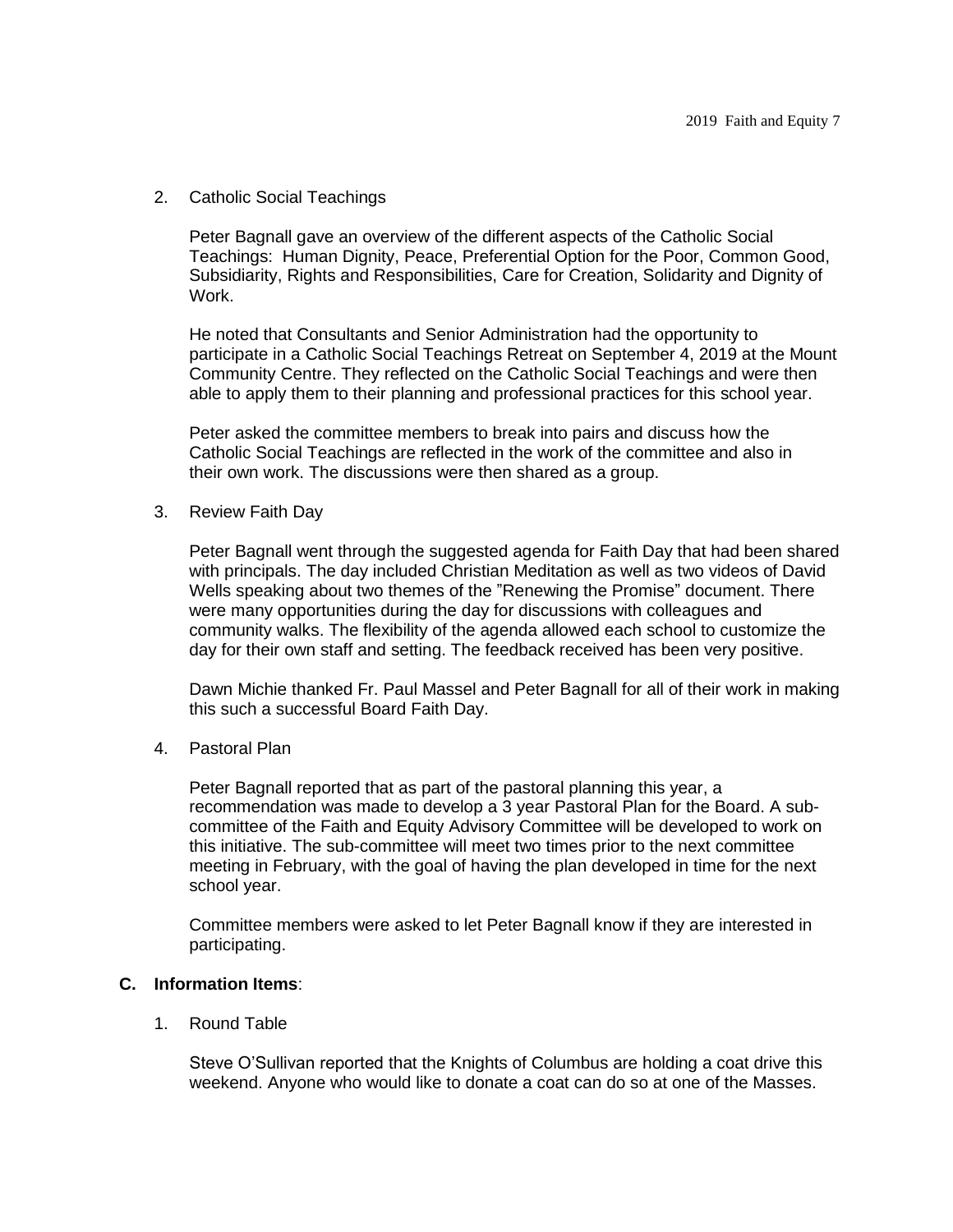2. Catholic Social Teachings

   Peter Bagnall gave an overview of the different aspects of the Catholic Social Teachings: Human Dignity, Peace, Preferential Option for the Poor, Common Good, Subsidiarity, Rights and Responsibilities, Care for Creation, Solidarity and Dignity of Work.

   He noted that Consultants and Senior Administration had the opportunity to participate in a Catholic Social Teachings Retreat on September 4, 2019 at the Mount Community Centre. They reflected on the Catholic Social Teachings and were then able to apply them to their planning and professional practices for this school year.

   Peter asked the committee members to break into pairs and discuss how the Catholic Social Teachings are reflected in the work of the committee and also in their own work. The discussions were then shared as a group.

3. Review Faith Day

   Peter Bagnall went through the suggested agenda for Faith Day that had been shared with principals. The day included Christian Meditation as well as two videos of David Wells speaking about two themes of the "Renewing the Promise" document. There were many opportunities during the day for discussions with colleagues and community walks. The flexibility of the agenda allowed each school to customize the day for their own staff and setting. The feedback received has been very positive.

   Dawn Michie thanked Fr. Paul Massel and Peter Bagnall for all of their work in making this such a successful Board Faith Day.

4. Pastoral Plan

   Peter Bagnall reported that as part of the pastoral planning this year, a recommendation was made to develop a 3 year Pastoral Plan for the Board. A sub-committee of the Faith and Equity Advisory Committee will be developed to work on this initiative. The sub-committee will meet two times prior to the next committee meeting in February, with the goal of having the plan developed in time for the next school year.

   Committee members were asked to let Peter Bagnall know if they are interested in participating.

**C. Information Items**:

1. Round Table

   Steve O'Sullivan reported that the Knights of Columbus are holding a coat drive this weekend. Anyone who would like to donate a coat can do so at one of the Masses.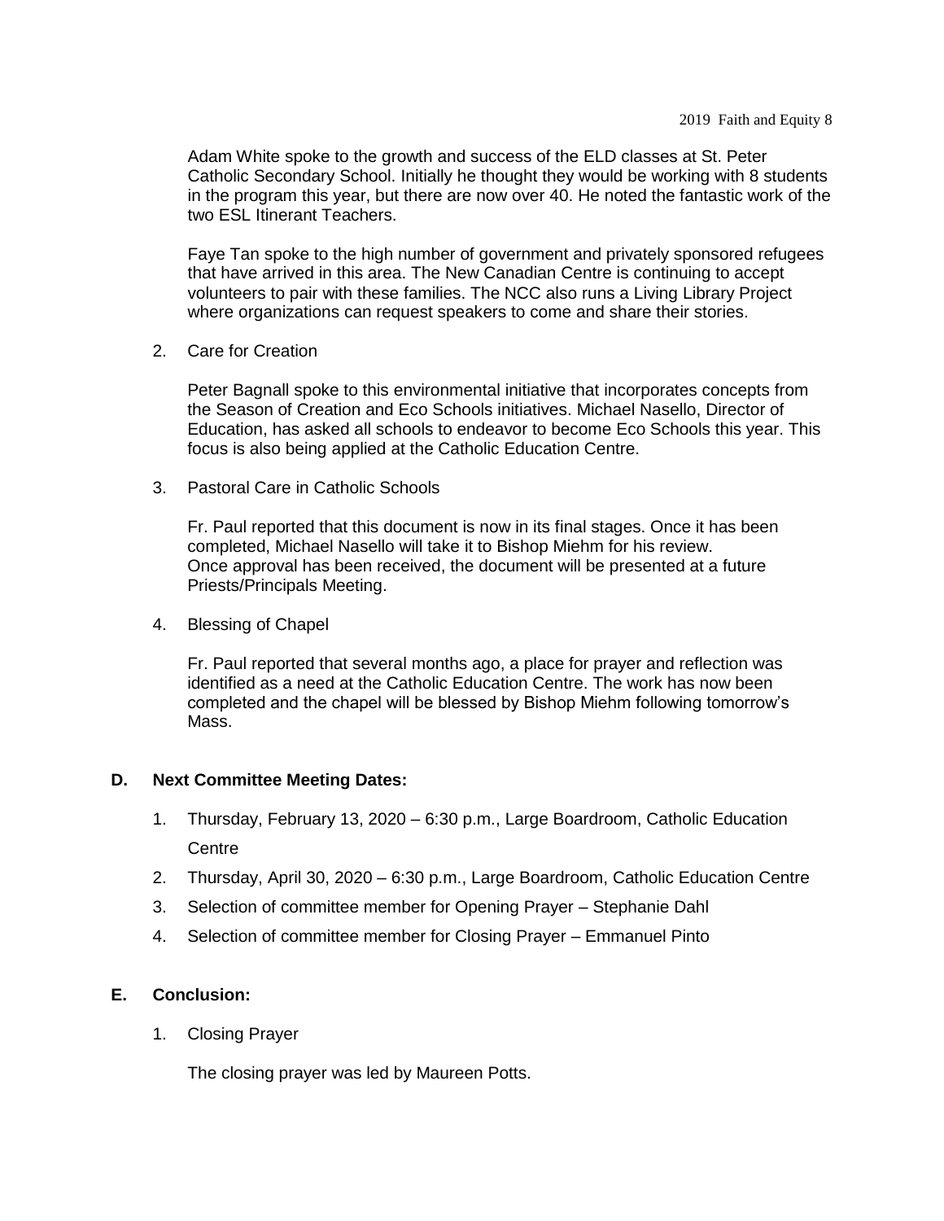Adam White spoke to the growth and success of the ELD classes at St. Peter Catholic Secondary School. Initially he thought they would be working with 8 students in the program this year, but there are now over 40. He noted the fantastic work of the two ESL Itinerant Teachers.

Faye Tan spoke to the high number of government and privately sponsored refugees that have arrived in this area. The New Canadian Centre is continuing to accept volunteers to pair with these families. The NCC also runs a Living Library Project where organizations can request speakers to come and share their stories.

2. Care for Creation

   Peter Bagnall spoke to this environmental initiative that incorporates concepts from the Season of Creation and Eco Schools initiatives. Michael Nasello, Director of Education, has asked all schools to endeavor to become Eco Schools this year. This focus is also being applied at the Catholic Education Centre.

3. Pastoral Care in Catholic Schools

   Fr. Paul reported that this document is now in its final stages. Once it has been completed, Michael Nasello will take it to Bishop Miehm for his review. Once approval has been received, the document will be presented at a future Priests/Principals Meeting.

4. Blessing of Chapel

   Fr. Paul reported that several months ago, a place for prayer and reflection was identified as a need at the Catholic Education Centre. The work has now been completed and the chapel will be blessed by Bishop Miehm following tomorrow's Mass.

## D. Next Committee Meeting Dates:

1. Thursday, February 13, 2020 – 6:30 p.m., Large Boardroom, Catholic Education Centre
2. Thursday, April 30, 2020 – 6:30 p.m., Large Boardroom, Catholic Education Centre
3. Selection of committee member for Opening Prayer – Stephanie Dahl
4. Selection of committee member for Closing Prayer – Emmanuel Pinto

## E. Conclusion:

1. Closing Prayer

   The closing prayer was led by Maureen Potts.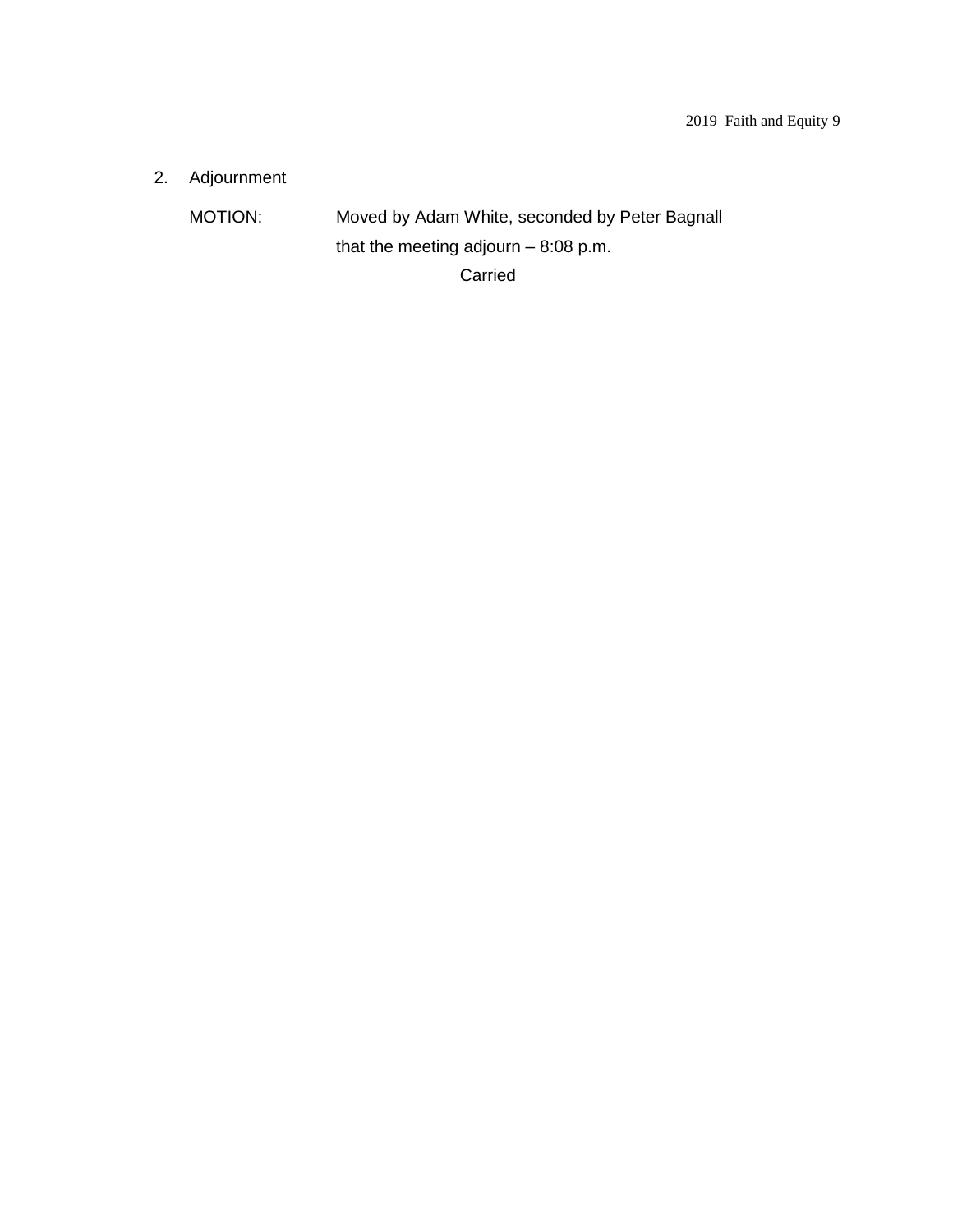2. Adjournment

MOTION: Moved by Adam White, seconded by Peter Bagnall that the meeting adjourn – 8:08 p.m.

Carried